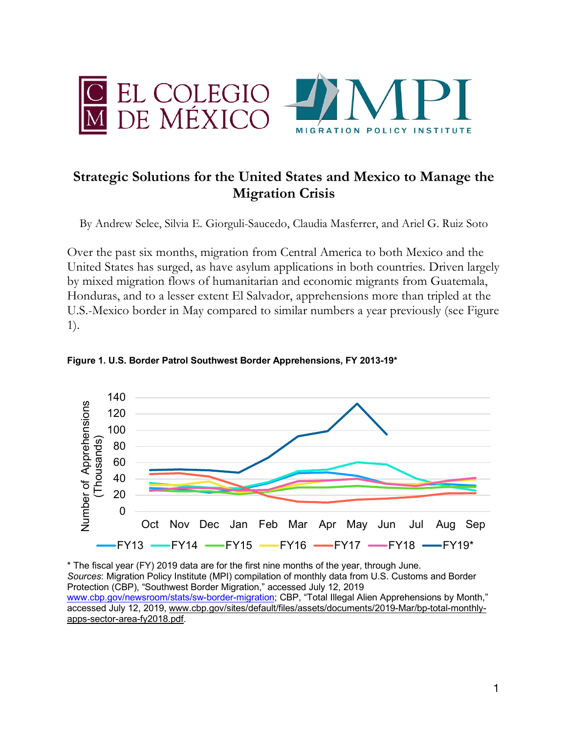# Strategic Solutions for the United States and Mexico to Manage the Migration Crisis

By Andrew Selee, Silvia E. Giorguli-Saucedo, Claudia Masferrer, and Ariel G. Ruiz Soto

Over the past six months, migration from Central America to both Mexico and the United States has surged, as have asylum applications in both countries. Driven largely by mixed migration flows of humanitarian and economic migrants from Guatemala, Honduras, and to a lesser extent El Salvador, apprehensions more than tripled at the U.S.-Mexico border in May compared to similar numbers a year previously (see Figure 1).

**Figure 1. U.S. Border Patrol Southwest Border Apprehensions, FY 2013-19***

\* The fiscal year (FY) 2019 data are for the first nine months of the year, through June.
*Sources*: Migration Policy Institute (MPI) compilation of monthly data from U.S. Customs and Border Protection (CBP), "Southwest Border Migration," accessed July 12, 2019 www.cbp.gov/newsroom/stats/sw-border-migration; CBP, "Total Illegal Alien Apprehensions by Month," accessed July 12, 2019, www.cbp.gov/sites/default/files/assets/documents/2019-Mar/bp-total-monthly-apps-sector-area-fy2018.pdf.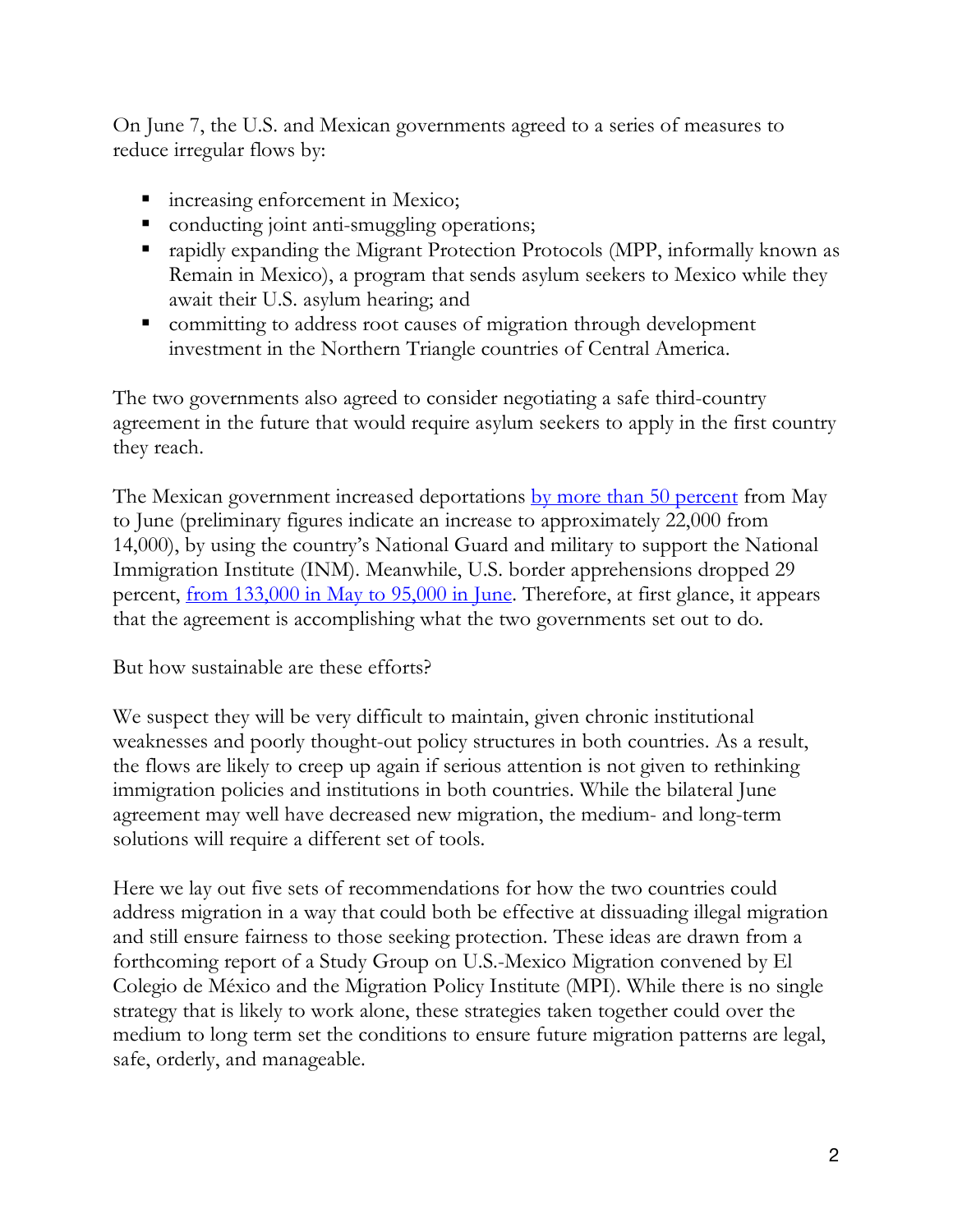On June 7, the U.S. and Mexican governments agreed to a series of measures to reduce irregular flows by:

- increasing enforcement in Mexico;
- conducting joint anti-smuggling operations;
- rapidly expanding the Migrant Protection Protocols (MPP, informally known as Remain in Mexico), a program that sends asylum seekers to Mexico while they await their U.S. asylum hearing; and
- committing to address root causes of migration through development investment in the Northern Triangle countries of Central America.

The two governments also agreed to consider negotiating a safe third-country agreement in the future that would require asylum seekers to apply in the first country they reach.

The Mexican government increased deportations by more than 50 percent from May to June (preliminary figures indicate an increase to approximately 22,000 from 14,000), by using the country's National Guard and military to support the National Immigration Institute (INM). Meanwhile, U.S. border apprehensions dropped 29 percent, from 133,000 in May to 95,000 in June. Therefore, at first glance, it appears that the agreement is accomplishing what the two governments set out to do.

But how sustainable are these efforts?

We suspect they will be very difficult to maintain, given chronic institutional weaknesses and poorly thought-out policy structures in both countries. As a result, the flows are likely to creep up again if serious attention is not given to rethinking immigration policies and institutions in both countries. While the bilateral June agreement may well have decreased new migration, the medium- and long-term solutions will require a different set of tools.

Here we lay out five sets of recommendations for how the two countries could address migration in a way that could both be effective at dissuading illegal migration and still ensure fairness to those seeking protection. These ideas are drawn from a forthcoming report of a Study Group on U.S.-Mexico Migration convened by El Colegio de México and the Migration Policy Institute (MPI). While there is no single strategy that is likely to work alone, these strategies taken together could over the medium to long term set the conditions to ensure future migration patterns are legal, safe, orderly, and manageable.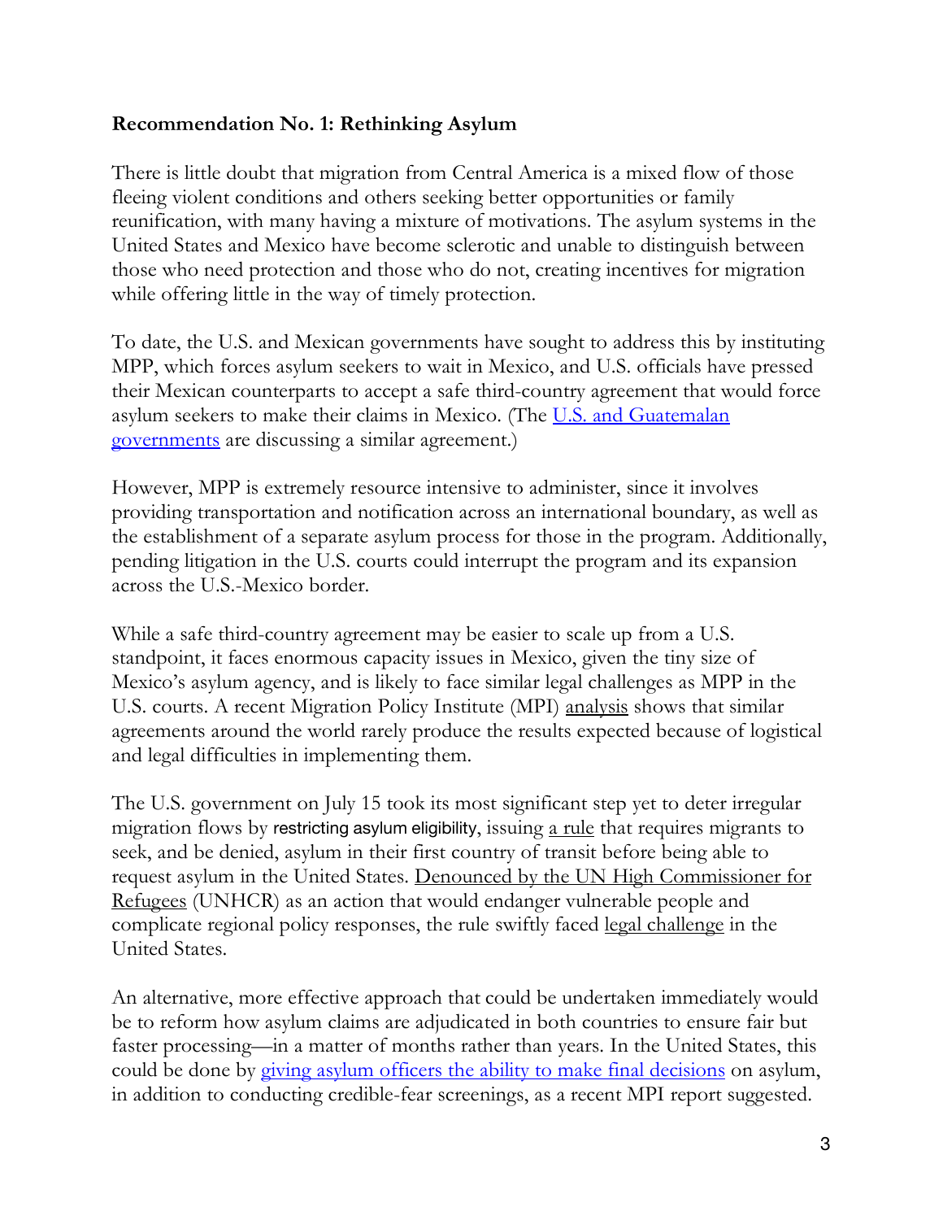**Recommendation No. 1: Rethinking Asylum**

There is little doubt that migration from Central America is a mixed flow of those fleeing violent conditions and others seeking better opportunities or family reunification, with many having a mixture of motivations. The asylum systems in the United States and Mexico have become sclerotic and unable to distinguish between those who need protection and those who do not, creating incentives for migration while offering little in the way of timely protection.

To date, the U.S. and Mexican governments have sought to address this by instituting MPP, which forces asylum seekers to wait in Mexico, and U.S. officials have pressed their Mexican counterparts to accept a safe third-country agreement that would force asylum seekers to make their claims in Mexico. (The U.S. and Guatemalan governments are discussing a similar agreement.)

However, MPP is extremely resource intensive to administer, since it involves providing transportation and notification across an international boundary, as well as the establishment of a separate asylum process for those in the program. Additionally, pending litigation in the U.S. courts could interrupt the program and its expansion across the U.S.-Mexico border.

While a safe third-country agreement may be easier to scale up from a U.S. standpoint, it faces enormous capacity issues in Mexico, given the tiny size of Mexico's asylum agency, and is likely to face similar legal challenges as MPP in the U.S. courts. A recent Migration Policy Institute (MPI) analysis shows that similar agreements around the world rarely produce the results expected because of logistical and legal difficulties in implementing them.

The U.S. government on July 15 took its most significant step yet to deter irregular migration flows by restricting asylum eligibility, issuing a rule that requires migrants to seek, and be denied, asylum in their first country of transit before being able to request asylum in the United States. Denounced by the UN High Commissioner for Refugees (UNHCR) as an action that would endanger vulnerable people and complicate regional policy responses, the rule swiftly faced legal challenge in the United States.

An alternative, more effective approach that could be undertaken immediately would be to reform how asylum claims are adjudicated in both countries to ensure fair but faster processing—in a matter of months rather than years. In the United States, this could be done by giving asylum officers the ability to make final decisions on asylum, in addition to conducting credible-fear screenings, as a recent MPI report suggested.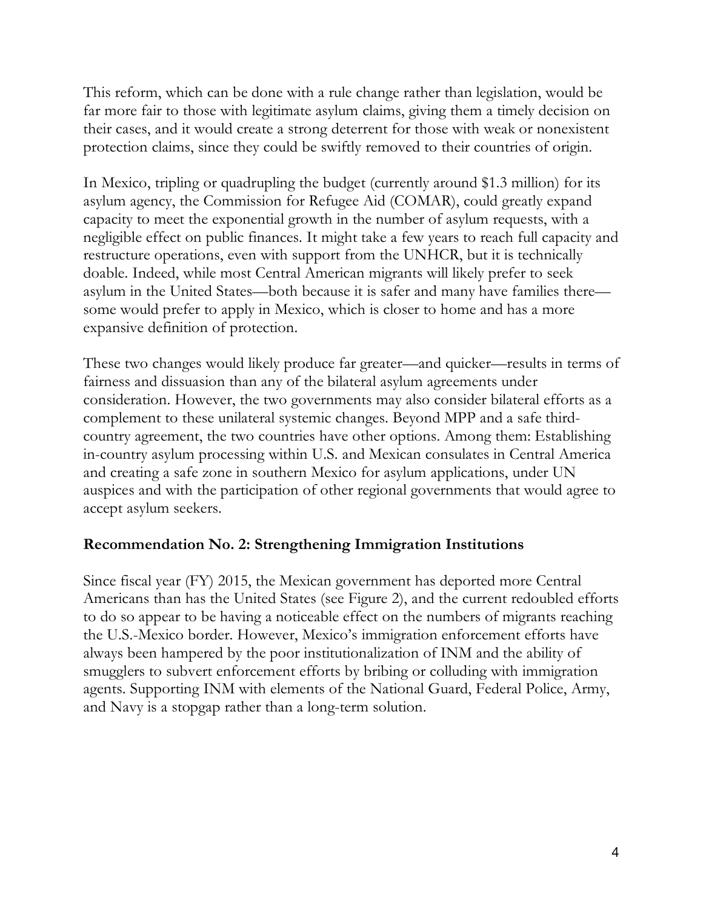This reform, which can be done with a rule change rather than legislation, would be far more fair to those with legitimate asylum claims, giving them a timely decision on their cases, and it would create a strong deterrent for those with weak or nonexistent protection claims, since they could be swiftly removed to their countries of origin.

In Mexico, tripling or quadrupling the budget (currently around $1.3 million) for its asylum agency, the Commission for Refugee Aid (COMAR), could greatly expand capacity to meet the exponential growth in the number of asylum requests, with a negligible effect on public finances. It might take a few years to reach full capacity and restructure operations, even with support from the UNHCR, but it is technically doable. Indeed, while most Central American migrants will likely prefer to seek asylum in the United States—both because it is safer and many have families there—some would prefer to apply in Mexico, which is closer to home and has a more expansive definition of protection.

These two changes would likely produce far greater—and quicker—results in terms of fairness and dissuasion than any of the bilateral asylum agreements under consideration. However, the two governments may also consider bilateral efforts as a complement to these unilateral systemic changes. Beyond MPP and a safe third-country agreement, the two countries have other options. Among them: Establishing in-country asylum processing within U.S. and Mexican consulates in Central America and creating a safe zone in southern Mexico for asylum applications, under UN auspices and with the participation of other regional governments that would agree to accept asylum seekers.

### Recommendation No. 2: Strengthening Immigration Institutions

Since fiscal year (FY) 2015, the Mexican government has deported more Central Americans than has the United States (see Figure 2), and the current redoubled efforts to do so appear to be having a noticeable effect on the numbers of migrants reaching the U.S.-Mexico border. However, Mexico's immigration enforcement efforts have always been hampered by the poor institutionalization of INM and the ability of smugglers to subvert enforcement efforts by bribing or colluding with immigration agents. Supporting INM with elements of the National Guard, Federal Police, Army, and Navy is a stopgap rather than a long-term solution.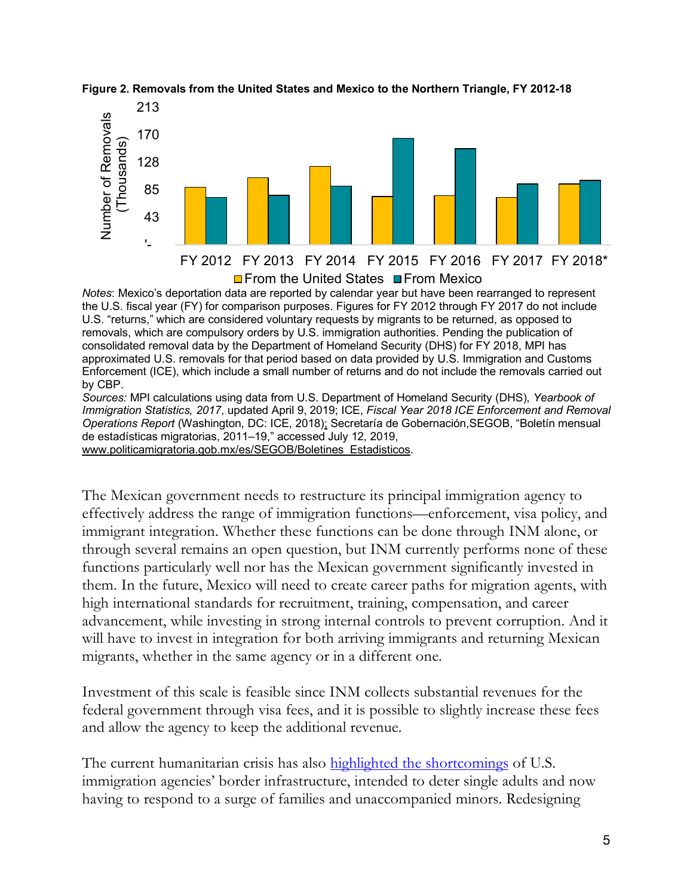**Figure 2. Removals from the United States and Mexico to the Northern Triangle, FY 2012-18**

*Notes*: Mexico's deportation data are reported by calendar year but have been rearranged to represent the U.S. fiscal year (FY) for comparison purposes. Figures for FY 2012 through FY 2017 do not include U.S. "returns," which are considered voluntary requests by migrants to be returned, as opposed to removals, which are compulsory orders by U.S. immigration authorities. Pending the publication of consolidated removal data by the Department of Homeland Security (DHS) for FY 2018, MPI has approximated U.S. removals for that period based on data provided by U.S. Immigration and Customs Enforcement (ICE), which include a small number of returns and do not include the removals carried out by CBP.

*Sources:* MPI calculations using data from U.S. Department of Homeland Security (DHS), *Yearbook of Immigration Statistics, 2017*, updated April 9, 2019; ICE, *Fiscal Year 2018 ICE Enforcement and Removal Operations Report* (Washington, DC: ICE, 2018); Secretaría de Gobernación,SEGOB, "Boletín mensual de estadísticas migratorias, 2011–19," accessed July 12, 2019, www.politicamigratoria.gob.mx/es/SEGOB/Boletines_Estadisticos.

The Mexican government needs to restructure its principal immigration agency to effectively address the range of immigration functions—enforcement, visa policy, and immigrant integration. Whether these functions can be done through INM alone, or through several remains an open question, but INM currently performs none of these functions particularly well nor has the Mexican government significantly invested in them. In the future, Mexico will need to create career paths for migration agents, with high international standards for recruitment, training, compensation, and career advancement, while investing in strong internal controls to prevent corruption. And it will have to invest in integration for both arriving immigrants and returning Mexican migrants, whether in the same agency or in a different one.

Investment of this scale is feasible since INM collects substantial revenues for the federal government through visa fees, and it is possible to slightly increase these fees and allow the agency to keep the additional revenue.

The current humanitarian crisis has also highlighted the shortcomings of U.S. immigration agencies' border infrastructure, intended to deter single adults and now having to respond to a surge of families and unaccompanied minors. Redesigning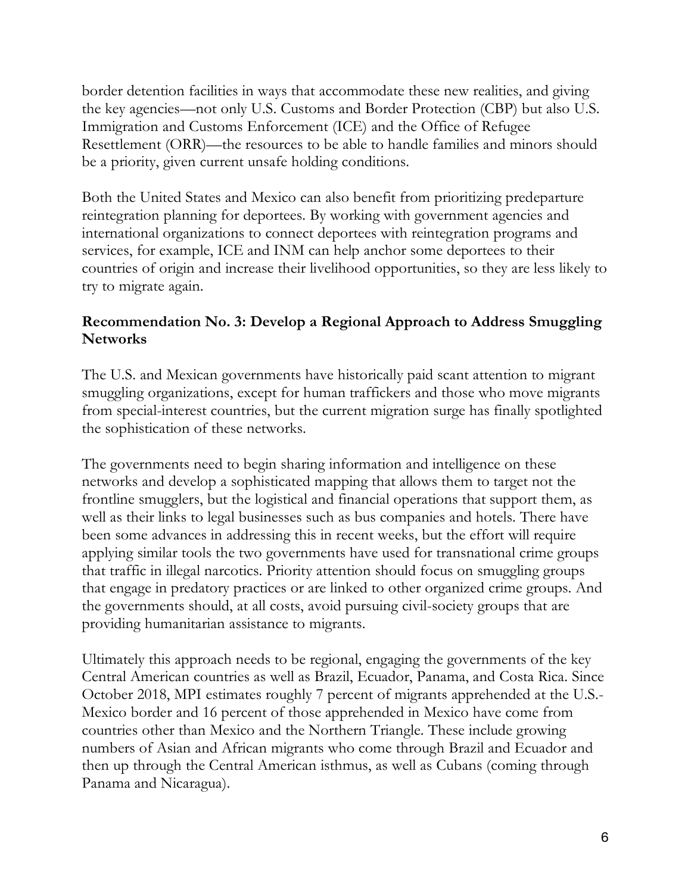border detention facilities in ways that accommodate these new realities, and giving the key agencies—not only U.S. Customs and Border Protection (CBP) but also U.S. Immigration and Customs Enforcement (ICE) and the Office of Refugee Resettlement (ORR)—the resources to be able to handle families and minors should be a priority, given current unsafe holding conditions.

Both the United States and Mexico can also benefit from prioritizing predeparture reintegration planning for deportees. By working with government agencies and international organizations to connect deportees with reintegration programs and services, for example, ICE and INM can help anchor some deportees to their countries of origin and increase their livelihood opportunities, so they are less likely to try to migrate again.

**Recommendation No. 3: Develop a Regional Approach to Address Smuggling Networks**

The U.S. and Mexican governments have historically paid scant attention to migrant smuggling organizations, except for human traffickers and those who move migrants from special-interest countries, but the current migration surge has finally spotlighted the sophistication of these networks.

The governments need to begin sharing information and intelligence on these networks and develop a sophisticated mapping that allows them to target not the frontline smugglers, but the logistical and financial operations that support them, as well as their links to legal businesses such as bus companies and hotels. There have been some advances in addressing this in recent weeks, but the effort will require applying similar tools the two governments have used for transnational crime groups that traffic in illegal narcotics. Priority attention should focus on smuggling groups that engage in predatory practices or are linked to other organized crime groups. And the governments should, at all costs, avoid pursuing civil-society groups that are providing humanitarian assistance to migrants.

Ultimately this approach needs to be regional, engaging the governments of the key Central American countries as well as Brazil, Ecuador, Panama, and Costa Rica. Since October 2018, MPI estimates roughly 7 percent of migrants apprehended at the U.S.-Mexico border and 16 percent of those apprehended in Mexico have come from countries other than Mexico and the Northern Triangle. These include growing numbers of Asian and African migrants who come through Brazil and Ecuador and then up through the Central American isthmus, as well as Cubans (coming through Panama and Nicaragua).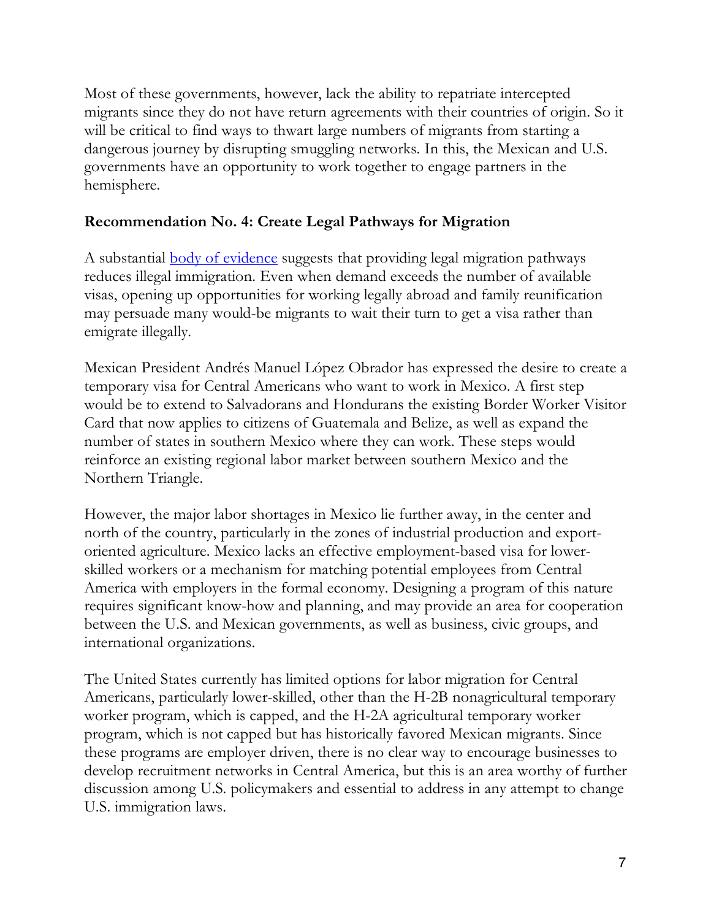Most of these governments, however, lack the ability to repatriate intercepted migrants since they do not have return agreements with their countries of origin. So it will be critical to find ways to thwart large numbers of migrants from starting a dangerous journey by disrupting smuggling networks. In this, the Mexican and U.S. governments have an opportunity to work together to engage partners in the hemisphere.

### Recommendation No. 4: Create Legal Pathways for Migration

A substantial body of evidence suggests that providing legal migration pathways reduces illegal immigration. Even when demand exceeds the number of available visas, opening up opportunities for working legally abroad and family reunification may persuade many would-be migrants to wait their turn to get a visa rather than emigrate illegally.

Mexican President Andrés Manuel López Obrador has expressed the desire to create a temporary visa for Central Americans who want to work in Mexico. A first step would be to extend to Salvadorans and Hondurans the existing Border Worker Visitor Card that now applies to citizens of Guatemala and Belize, as well as expand the number of states in southern Mexico where they can work. These steps would reinforce an existing regional labor market between southern Mexico and the Northern Triangle.

However, the major labor shortages in Mexico lie further away, in the center and north of the country, particularly in the zones of industrial production and export-oriented agriculture. Mexico lacks an effective employment-based visa for lower-skilled workers or a mechanism for matching potential employees from Central America with employers in the formal economy. Designing a program of this nature requires significant know-how and planning, and may provide an area for cooperation between the U.S. and Mexican governments, as well as business, civic groups, and international organizations.

The United States currently has limited options for labor migration for Central Americans, particularly lower-skilled, other than the H-2B nonagricultural temporary worker program, which is capped, and the H-2A agricultural temporary worker program, which is not capped but has historically favored Mexican migrants. Since these programs are employer driven, there is no clear way to encourage businesses to develop recruitment networks in Central America, but this is an area worthy of further discussion among U.S. policymakers and essential to address in any attempt to change U.S. immigration laws.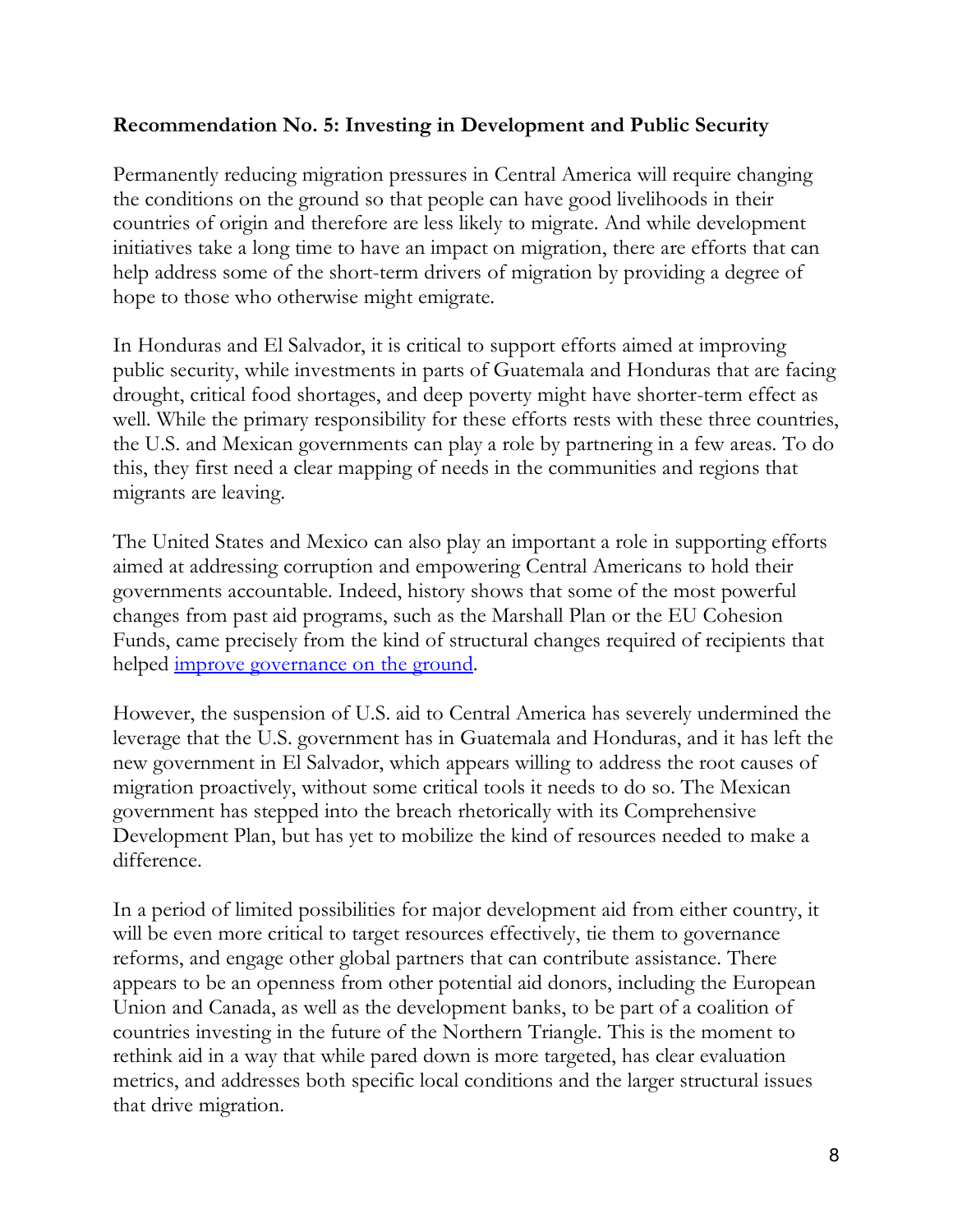**Recommendation No. 5: Investing in Development and Public Security**

Permanently reducing migration pressures in Central America will require changing the conditions on the ground so that people can have good livelihoods in their countries of origin and therefore are less likely to migrate. And while development initiatives take a long time to have an impact on migration, there are efforts that can help address some of the short-term drivers of migration by providing a degree of hope to those who otherwise might emigrate.

In Honduras and El Salvador, it is critical to support efforts aimed at improving public security, while investments in parts of Guatemala and Honduras that are facing drought, critical food shortages, and deep poverty might have shorter-term effect as well. While the primary responsibility for these efforts rests with these three countries, the U.S. and Mexican governments can play a role by partnering in a few areas. To do this, they first need a clear mapping of needs in the communities and regions that migrants are leaving.

The United States and Mexico can also play an important a role in supporting efforts aimed at addressing corruption and empowering Central Americans to hold their governments accountable. Indeed, history shows that some of the most powerful changes from past aid programs, such as the Marshall Plan or the EU Cohesion Funds, came precisely from the kind of structural changes required of recipients that helped improve governance on the ground.

However, the suspension of U.S. aid to Central America has severely undermined the leverage that the U.S. government has in Guatemala and Honduras, and it has left the new government in El Salvador, which appears willing to address the root causes of migration proactively, without some critical tools it needs to do so. The Mexican government has stepped into the breach rhetorically with its Comprehensive Development Plan, but has yet to mobilize the kind of resources needed to make a difference.

In a period of limited possibilities for major development aid from either country, it will be even more critical to target resources effectively, tie them to governance reforms, and engage other global partners that can contribute assistance. There appears to be an openness from other potential aid donors, including the European Union and Canada, as well as the development banks, to be part of a coalition of countries investing in the future of the Northern Triangle. This is the moment to rethink aid in a way that while pared down is more targeted, has clear evaluation metrics, and addresses both specific local conditions and the larger structural issues that drive migration.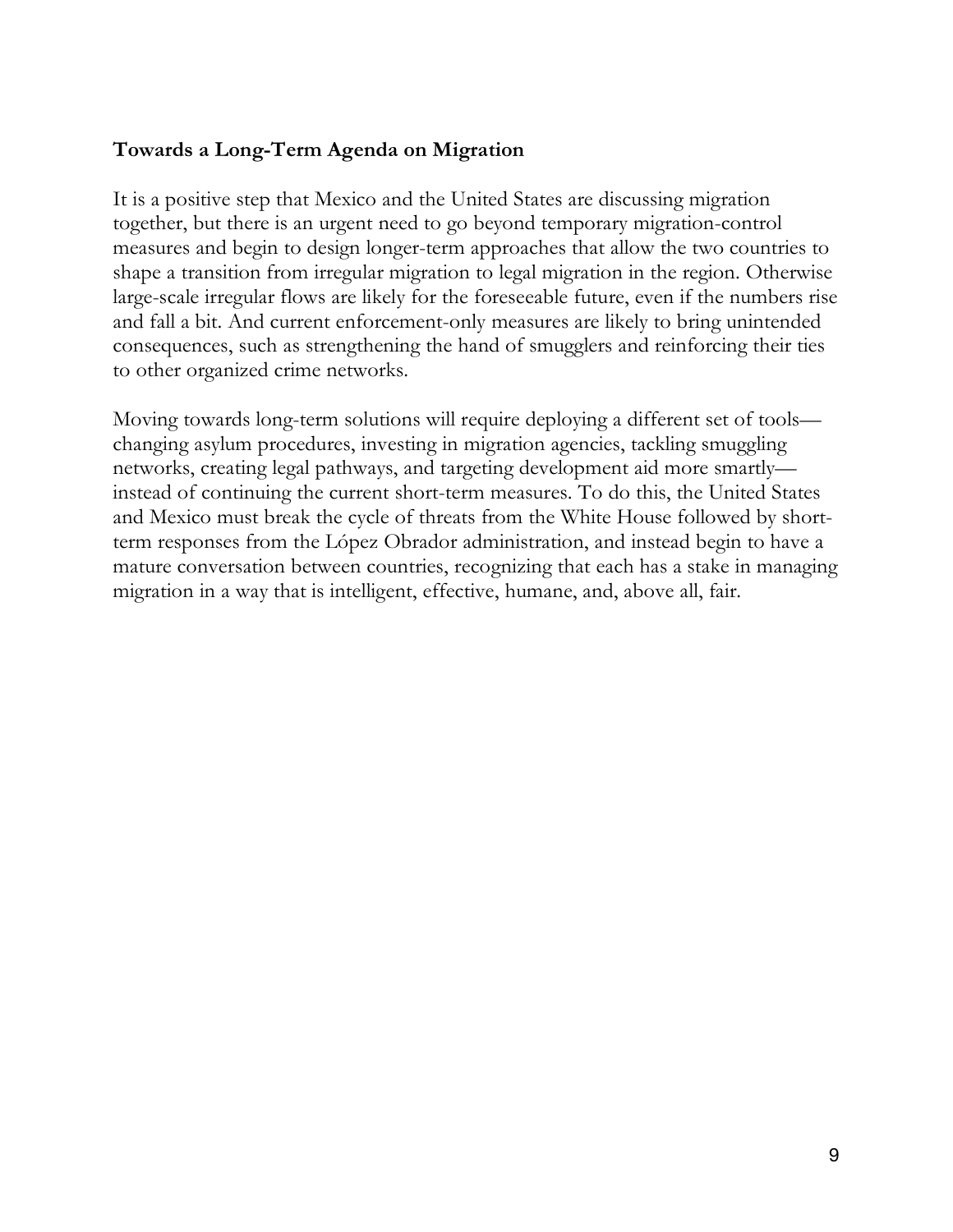## Towards a Long-Term Agenda on Migration

It is a positive step that Mexico and the United States are discussing migration together, but there is an urgent need to go beyond temporary migration-control measures and begin to design longer-term approaches that allow the two countries to shape a transition from irregular migration to legal migration in the region. Otherwise large-scale irregular flows are likely for the foreseeable future, even if the numbers rise and fall a bit. And current enforcement-only measures are likely to bring unintended consequences, such as strengthening the hand of smugglers and reinforcing their ties to other organized crime networks.

Moving towards long-term solutions will require deploying a different set of tools—changing asylum procedures, investing in migration agencies, tackling smuggling networks, creating legal pathways, and targeting development aid more smartly—instead of continuing the current short-term measures. To do this, the United States and Mexico must break the cycle of threats from the White House followed by short-term responses from the López Obrador administration, and instead begin to have a mature conversation between countries, recognizing that each has a stake in managing migration in a way that is intelligent, effective, humane, and, above all, fair.